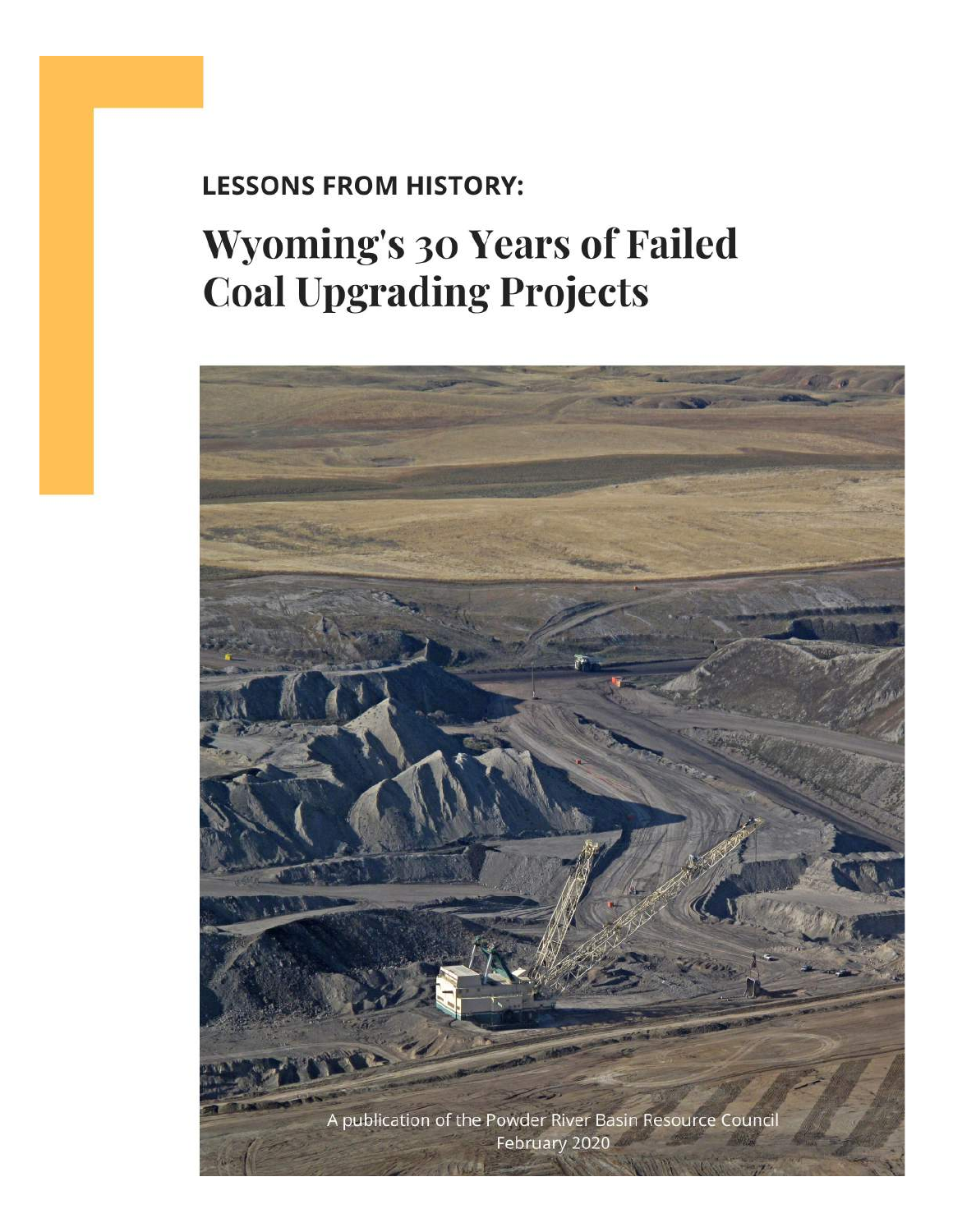**LESSONS FROM HISTORY:**

# Wyoming's 30 Years of Failed Coal Upgrading Projects

A publication of the Powder River Basin Resource Council
February 2020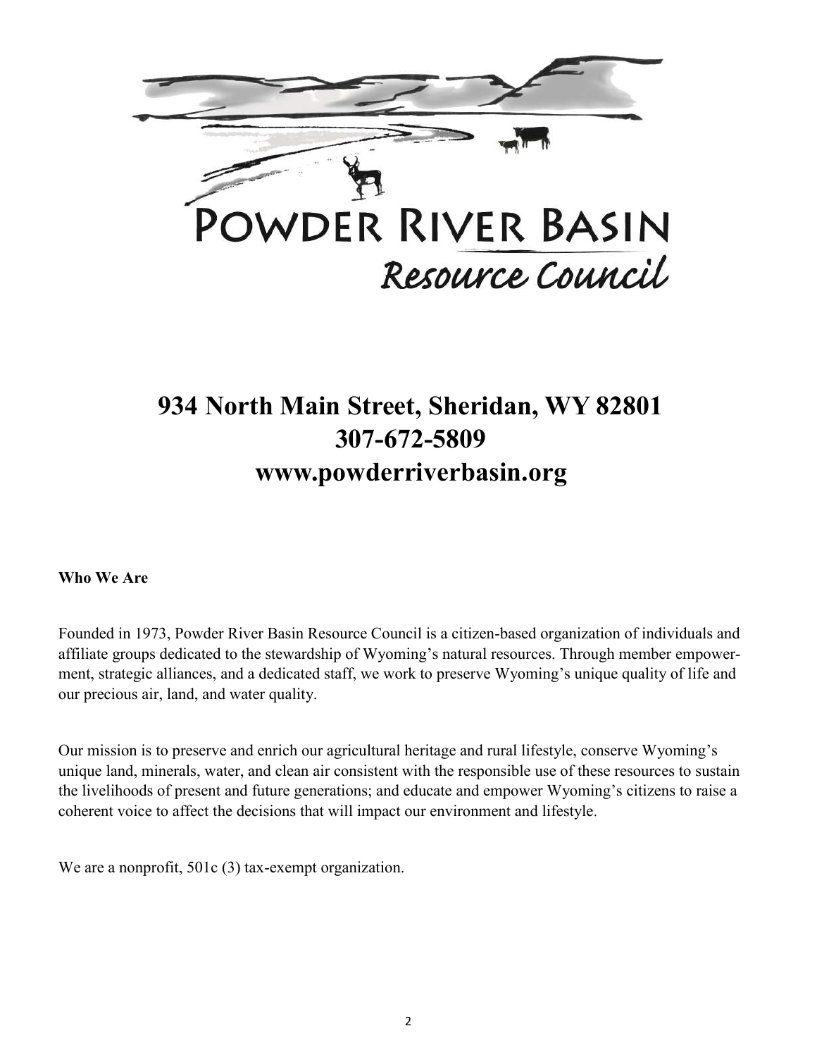# POWDER RIVER BASIN

## Resource Council

## 934 North Main Street, Sheridan, WY 82801
## 307-672-5809
## www.powderriverbasin.org

**Who We Are**

Founded in 1973, Powder River Basin Resource Council is a citizen-based organization of individuals and affiliate groups dedicated to the stewardship of Wyoming's natural resources. Through member empowerment, strategic alliances, and a dedicated staff, we work to preserve Wyoming's unique quality of life and our precious air, land, and water quality.

Our mission is to preserve and enrich our agricultural heritage and rural lifestyle, conserve Wyoming's unique land, minerals, water, and clean air consistent with the responsible use of these resources to sustain the livelihoods of present and future generations; and educate and empower Wyoming's citizens to raise a coherent voice to affect the decisions that will impact our environment and lifestyle.

We are a nonprofit, 501c (3) tax-exempt organization.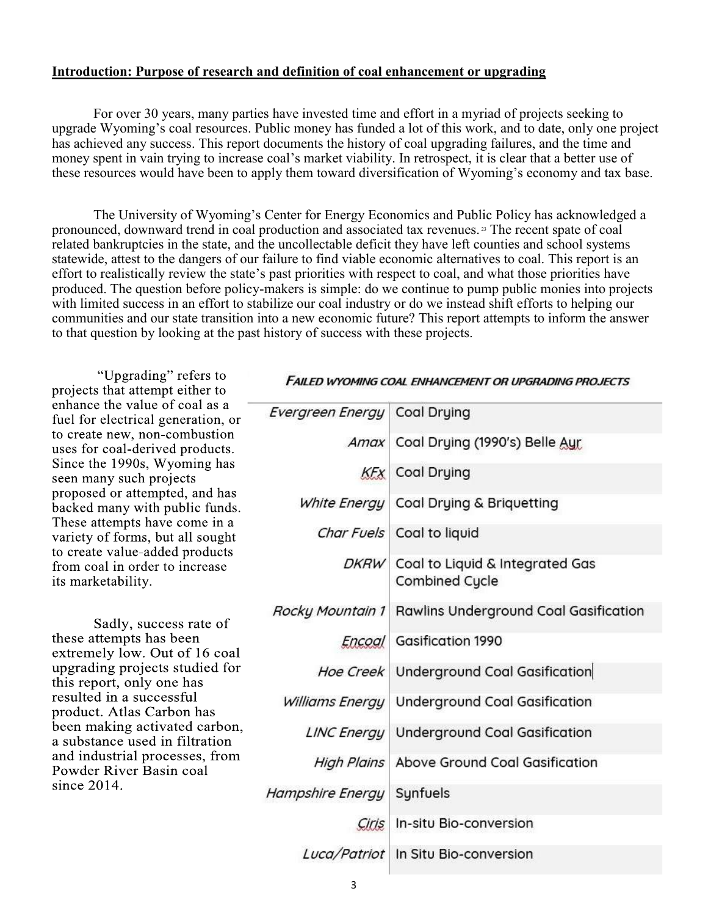**Introduction: Purpose of research and definition of coal enhancement or upgrading**

For over 30 years, many parties have invested time and effort in a myriad of projects seeking to upgrade Wyoming's coal resources. Public money has funded a lot of this work, and to date, only one project has achieved any success. This report documents the history of coal upgrading failures, and the time and money spent in vain trying to increase coal's market viability. In retrospect, it is clear that a better use of these resources would have been to apply them toward diversification of Wyoming's economy and tax base.

The University of Wyoming's Center for Energy Economics and Public Policy has acknowledged a pronounced, downward trend in coal production and associated tax revenues.[23] The recent spate of coal related bankruptcies in the state, and the uncollectable deficit they have left counties and school systems statewide, attest to the dangers of our failure to find viable economic alternatives to coal. This report is an effort to realistically review the state's past priorities with respect to coal, and what those priorities have produced. The question before policy-makers is simple: do we continue to pump public monies into projects with limited success in an effort to stabilize our coal industry or do we instead shift efforts to helping our communities and our state transition into a new economic future? This report attempts to inform the answer to that question by looking at the past history of success with these projects.

"Upgrading" refers to projects that attempt either to enhance the value of coal as a fuel for electrical generation, or to create new, non-combustion uses for coal-derived products. Since the 1990s, Wyoming has seen many such projects proposed or attempted, and has backed many with public funds. These attempts have come in a variety of forms, but all sought to create value-added products from coal in order to increase its marketability.

Sadly, success rate of these attempts has been extremely low. Out of 16 coal upgrading projects studied for this report, only one has resulted in a successful product. Atlas Carbon has been making activated carbon, a substance used in filtration and industrial processes, from Powder River Basin coal since 2014.

*FAILED WYOMING COAL ENHANCEMENT OR UPGRADING PROJECTS*

| | |
|---|---|
| *Evergreen Energy* | Coal Drying |
| *Amax* | Coal Drying (1990's) Belle Ayr |
| *KFx* | Coal Drying |
| *White Energy* | Coal Drying & Briquetting |
| *Char Fuels* | Coal to liquid |
| *DKRW* | Coal to Liquid & Integrated Gas Combined Cycle |
| *Rocky Mountain 1* | Rawlins Underground Coal Gasification |
| *Encoal* | Gasification 1990 |
| *Hoe Creek* | Underground Coal Gasification |
| *Williams Energy* | Underground Coal Gasification |
| *LINC Energy* | Underground Coal Gasification |
| *High Plains* | Above Ground Coal Gasification |
| *Hampshire Energy* | Synfuels |
| *Ciris* | In-situ Bio-conversion |
| *Luca/Patriot* | In Situ Bio-conversion |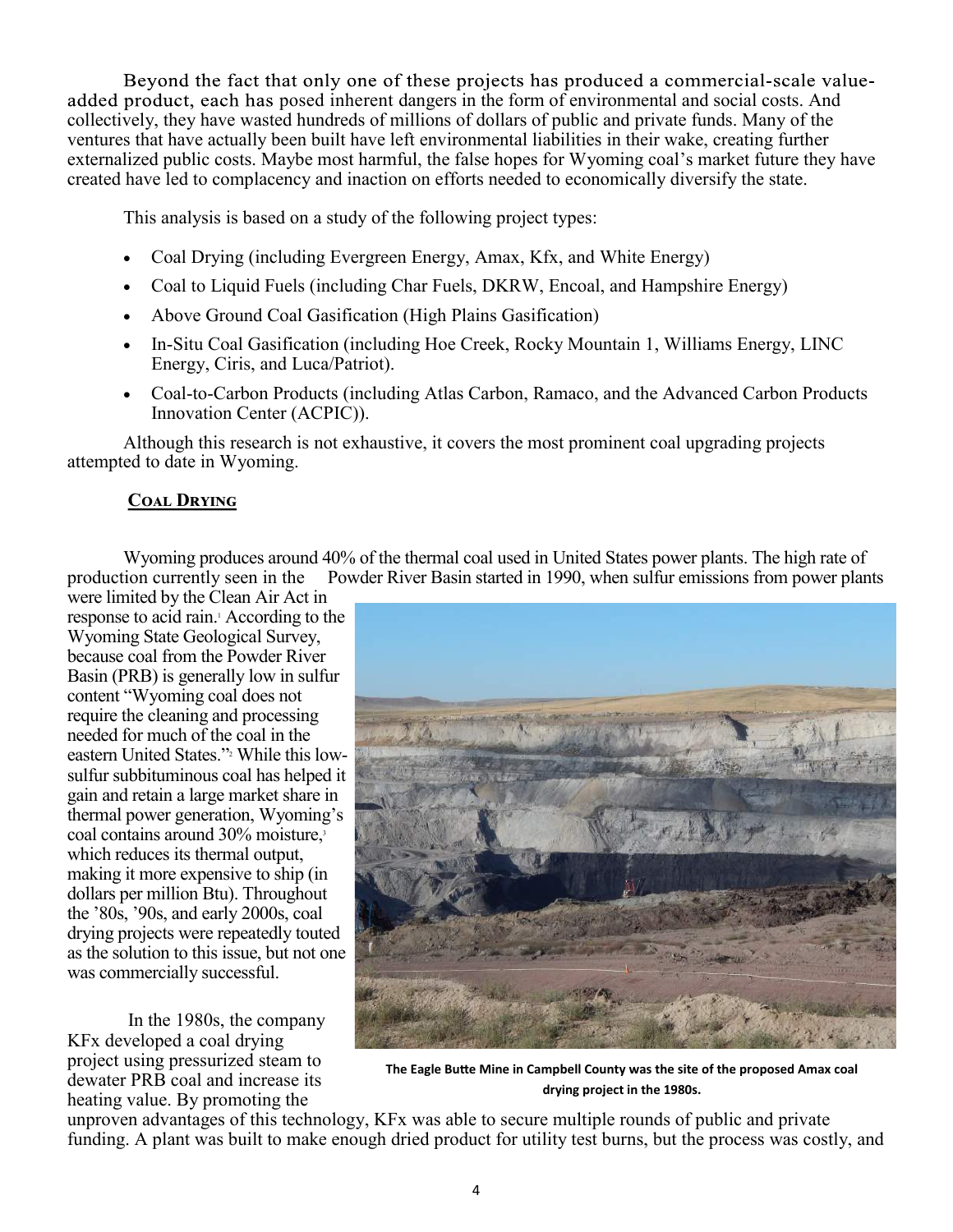Beyond the fact that only one of these projects has produced a commercial-scale value-added product, each has posed inherent dangers in the form of environmental and social costs. And collectively, they have wasted hundreds of millions of dollars of public and private funds. Many of the ventures that have actually been built have left environmental liabilities in their wake, creating further externalized public costs. Maybe most harmful, the false hopes for Wyoming coal's market future they have created have led to complacency and inaction on efforts needed to economically diversify the state.

This analysis is based on a study of the following project types:

- Coal Drying (including Evergreen Energy, Amax, Kfx, and White Energy)
- Coal to Liquid Fuels (including Char Fuels, DKRW, Encoal, and Hampshire Energy)
- Above Ground Coal Gasification (High Plains Gasification)
- In-Situ Coal Gasification (including Hoe Creek, Rocky Mountain 1, Williams Energy, LINC Energy, Ciris, and Luca/Patriot).
- Coal-to-Carbon Products (including Atlas Carbon, Ramaco, and the Advanced Carbon Products Innovation Center (ACPIC)).

Although this research is not exhaustive, it covers the most prominent coal upgrading projects attempted to date in Wyoming.

## Coal Drying

Wyoming produces around 40% of the thermal coal used in United States power plants. The high rate of production currently seen in the Powder River Basin started in 1990, when sulfur emissions from power plants were limited by the Clean Air Act in response to acid rain.[1] According to the Wyoming State Geological Survey, because coal from the Powder River Basin (PRB) is generally low in sulfur content "Wyoming coal does not require the cleaning and processing needed for much of the coal in the eastern United States."[2] While this low-sulfur subbituminous coal has helped it gain and retain a large market share in thermal power generation, Wyoming's coal contains around 30% moisture,[3] which reduces its thermal output, making it more expensive to ship (in dollars per million Btu). Throughout the '80s, '90s, and early 2000s, coal drying projects were repeatedly touted as the solution to this issue, but not one was commercially successful.

**The Eagle Butte Mine in Campbell County was the site of the proposed Amax coal drying project in the 1980s.**

In the 1980s, the company KFx developed a coal drying project using pressurized steam to dewater PRB coal and increase its heating value. By promoting the unproven advantages of this technology, KFx was able to secure multiple rounds of public and private funding. A plant was built to make enough dried product for utility test burns, but the process was costly, and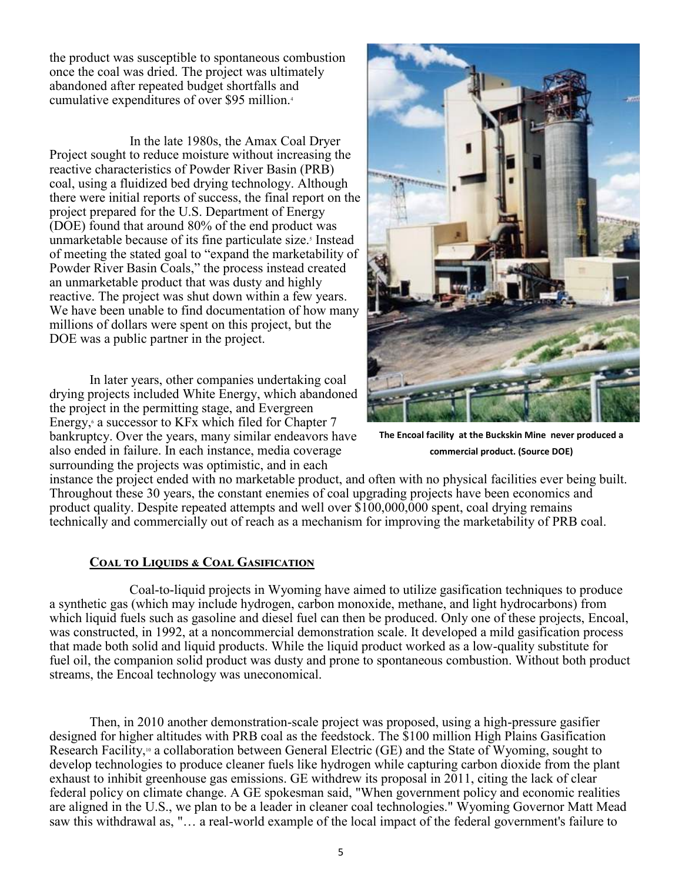the product was susceptible to spontaneous combustion once the coal was dried. The project was ultimately abandoned after repeated budget shortfalls and cumulative expenditures of over $95 million.[4]

In the late 1980s, the Amax Coal Dryer Project sought to reduce moisture without increasing the reactive characteristics of Powder River Basin (PRB) coal, using a fluidized bed drying technology. Although there were initial reports of success, the final report on the project prepared for the U.S. Department of Energy (DOE) found that around 80% of the end product was unmarketable because of its fine particulate size.[5] Instead of meeting the stated goal to "expand the marketability of Powder River Basin Coals," the process instead created an unmarketable product that was dusty and highly reactive. The project was shut down within a few years. We have been unable to find documentation of how many millions of dollars were spent on this project, but the DOE was a public partner in the project.

In later years, other companies undertaking coal drying projects included White Energy, which abandoned the project in the permitting stage, and Evergreen Energy,[6] a successor to KFx which filed for Chapter 7 bankruptcy. Over the years, many similar endeavors have also ended in failure. In each instance, media coverage surrounding the projects was optimistic, and in each instance the project ended with no marketable product, and often with no physical facilities ever being built. Throughout these 30 years, the constant enemies of coal upgrading projects have been economics and product quality. Despite repeated attempts and well over $100,000,000 spent, coal drying remains technically and commercially out of reach as a mechanism for improving the marketability of PRB coal.

**The Encoal facility at the Buckskin Mine never produced a commercial product. (Source DOE)**

### Coal to Liquids & Coal Gasification

Coal-to-liquid projects in Wyoming have aimed to utilize gasification techniques to produce a synthetic gas (which may include hydrogen, carbon monoxide, methane, and light hydrocarbons) from which liquid fuels such as gasoline and diesel fuel can then be produced. Only one of these projects, Encoal, was constructed, in 1992, at a noncommercial demonstration scale. It developed a mild gasification process that made both solid and liquid products. While the liquid product worked as a low-quality substitute for fuel oil, the companion solid product was dusty and prone to spontaneous combustion. Without both product streams, the Encoal technology was uneconomical.

Then, in 2010 another demonstration-scale project was proposed, using a high-pressure gasifier designed for higher altitudes with PRB coal as the feedstock. The $100 million High Plains Gasification Research Facility,[10] a collaboration between General Electric (GE) and the State of Wyoming, sought to develop technologies to produce cleaner fuels like hydrogen while capturing carbon dioxide from the plant exhaust to inhibit greenhouse gas emissions. GE withdrew its proposal in 2011, citing the lack of clear federal policy on climate change. A GE spokesman said, "When government policy and economic realities are aligned in the U.S., we plan to be a leader in cleaner coal technologies." Wyoming Governor Matt Mead saw this withdrawal as, "… a real-world example of the local impact of the federal government's failure to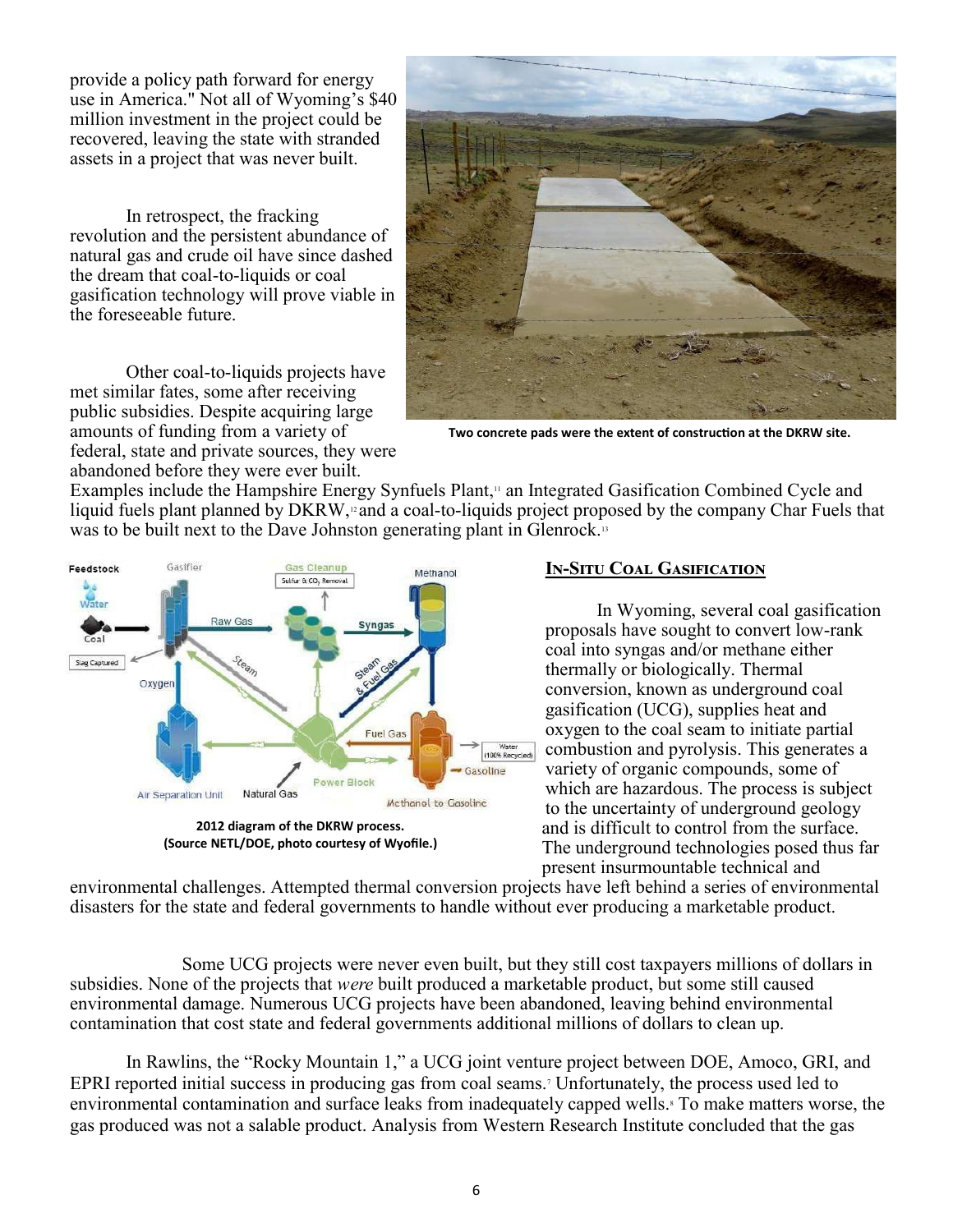provide a policy path forward for energy use in America." Not all of Wyoming's $40 million investment in the project could be recovered, leaving the state with stranded assets in a project that was never built.

In retrospect, the fracking revolution and the persistent abundance of natural gas and crude oil have since dashed the dream that coal-to-liquids or coal gasification technology will prove viable in the foreseeable future.

Other coal-to-liquids projects have met similar fates, some after receiving public subsidies. Despite acquiring large amounts of funding from a variety of federal, state and private sources, they were abandoned before they were ever built. Examples include the Hampshire Energy Synfuels Plant,[11] an Integrated Gasification Combined Cycle and liquid fuels plant planned by DKRW,[12] and a coal-to-liquids project proposed by the company Char Fuels that was to be built next to the Dave Johnston generating plant in Glenrock.[13]

**Two concrete pads were the extent of construction at the DKRW site.**

**2012 diagram of the DKRW process. (Source NETL/DOE, photo courtesy of Wyofile.)**

## In-Situ Coal Gasification

In Wyoming, several coal gasification proposals have sought to convert low-rank coal into syngas and/or methane either thermally or biologically. Thermal conversion, known as underground coal gasification (UCG), supplies heat and oxygen to the coal seam to initiate partial combustion and pyrolysis. This generates a variety of organic compounds, some of which are hazardous. The process is subject to the uncertainty of underground geology and is difficult to control from the surface. The underground technologies posed thus far present insurmountable technical and environmental challenges. Attempted thermal conversion projects have left behind a series of environmental disasters for the state and federal governments to handle without ever producing a marketable product.

Some UCG projects were never even built, but they still cost taxpayers millions of dollars in subsidies. None of the projects that *were* built produced a marketable product, but some still caused environmental damage. Numerous UCG projects have been abandoned, leaving behind environmental contamination that cost state and federal governments additional millions of dollars to clean up.

In Rawlins, the "Rocky Mountain 1," a UCG joint venture project between DOE, Amoco, GRI, and EPRI reported initial success in producing gas from coal seams.[7] Unfortunately, the process used led to environmental contamination and surface leaks from inadequately capped wells.[8] To make matters worse, the gas produced was not a salable product. Analysis from Western Research Institute concluded that the gas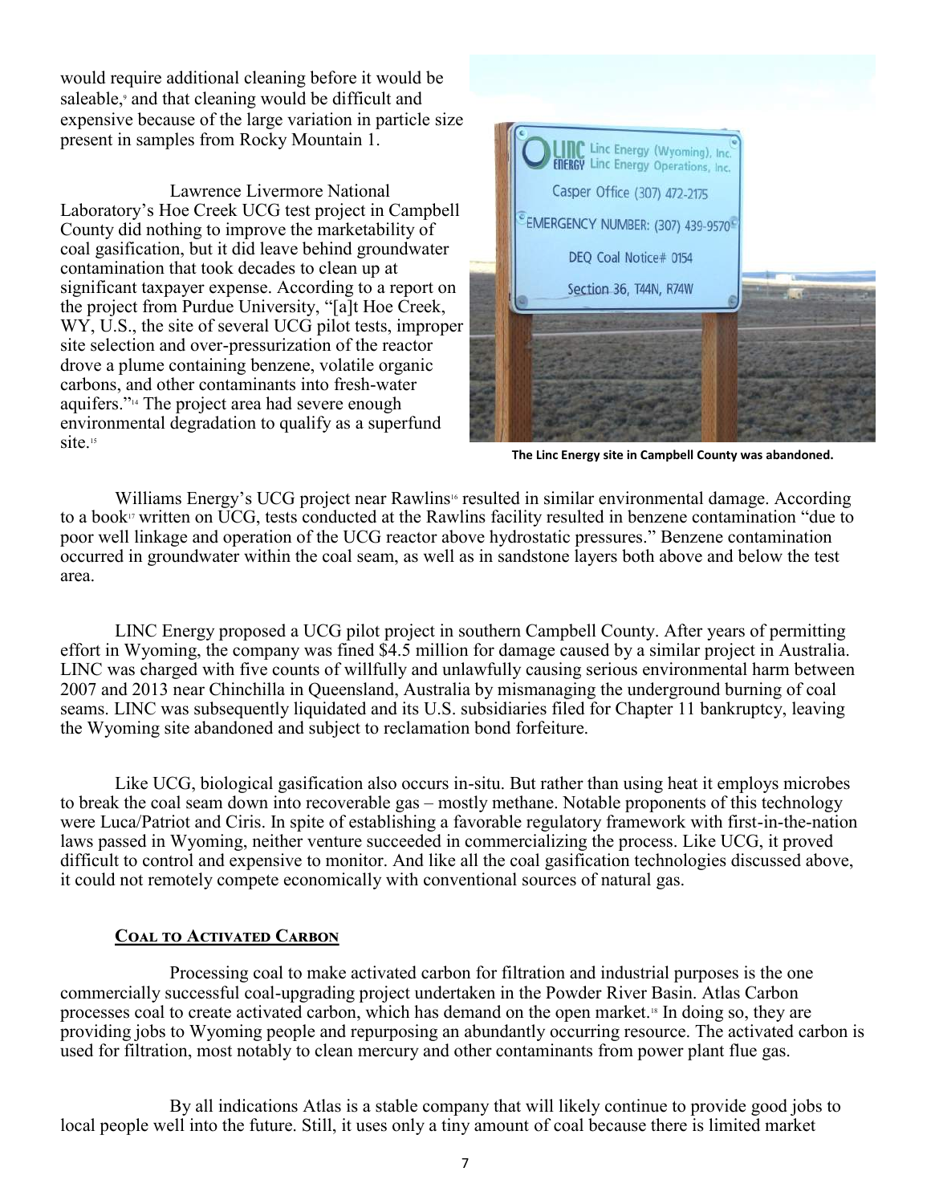would require additional cleaning before it would be saleable,[9] and that cleaning would be difficult and expensive because of the large variation in particle size present in samples from Rocky Mountain 1.

Lawrence Livermore National Laboratory's Hoe Creek UCG test project in Campbell County did nothing to improve the marketability of coal gasification, but it did leave behind groundwater contamination that took decades to clean up at significant taxpayer expense. According to a report on the project from Purdue University, "[a]t Hoe Creek, WY, U.S., the site of several UCG pilot tests, improper site selection and over-pressurization of the reactor drove a plume containing benzene, volatile organic carbons, and other contaminants into fresh-water aquifers."[14] The project area had severe enough environmental degradation to qualify as a superfund site.[15]

The Linc Energy site in Campbell County was abandoned.

Williams Energy's UCG project near Rawlins[16] resulted in similar environmental damage. According to a book[17] written on UCG, tests conducted at the Rawlins facility resulted in benzene contamination "due to poor well linkage and operation of the UCG reactor above hydrostatic pressures." Benzene contamination occurred in groundwater within the coal seam, as well as in sandstone layers both above and below the test area.

LINC Energy proposed a UCG pilot project in southern Campbell County. After years of permitting effort in Wyoming, the company was fined $4.5 million for damage caused by a similar project in Australia. LINC was charged with five counts of willfully and unlawfully causing serious environmental harm between 2007 and 2013 near Chinchilla in Queensland, Australia by mismanaging the underground burning of coal seams. LINC was subsequently liquidated and its U.S. subsidiaries filed for Chapter 11 bankruptcy, leaving the Wyoming site abandoned and subject to reclamation bond forfeiture.

Like UCG, biological gasification also occurs in-situ. But rather than using heat it employs microbes to break the coal seam down into recoverable gas – mostly methane. Notable proponents of this technology were Luca/Patriot and Ciris. In spite of establishing a favorable regulatory framework with first-in-the-nation laws passed in Wyoming, neither venture succeeded in commercializing the process. Like UCG, it proved difficult to control and expensive to monitor. And like all the coal gasification technologies discussed above, it could not remotely compete economically with conventional sources of natural gas.

## Coal to Activated Carbon

Processing coal to make activated carbon for filtration and industrial purposes is the one commercially successful coal-upgrading project undertaken in the Powder River Basin. Atlas Carbon processes coal to create activated carbon, which has demand on the open market.[18] In doing so, they are providing jobs to Wyoming people and repurposing an abundantly occurring resource. The activated carbon is used for filtration, most notably to clean mercury and other contaminants from power plant flue gas.

By all indications Atlas is a stable company that will likely continue to provide good jobs to local people well into the future. Still, it uses only a tiny amount of coal because there is limited market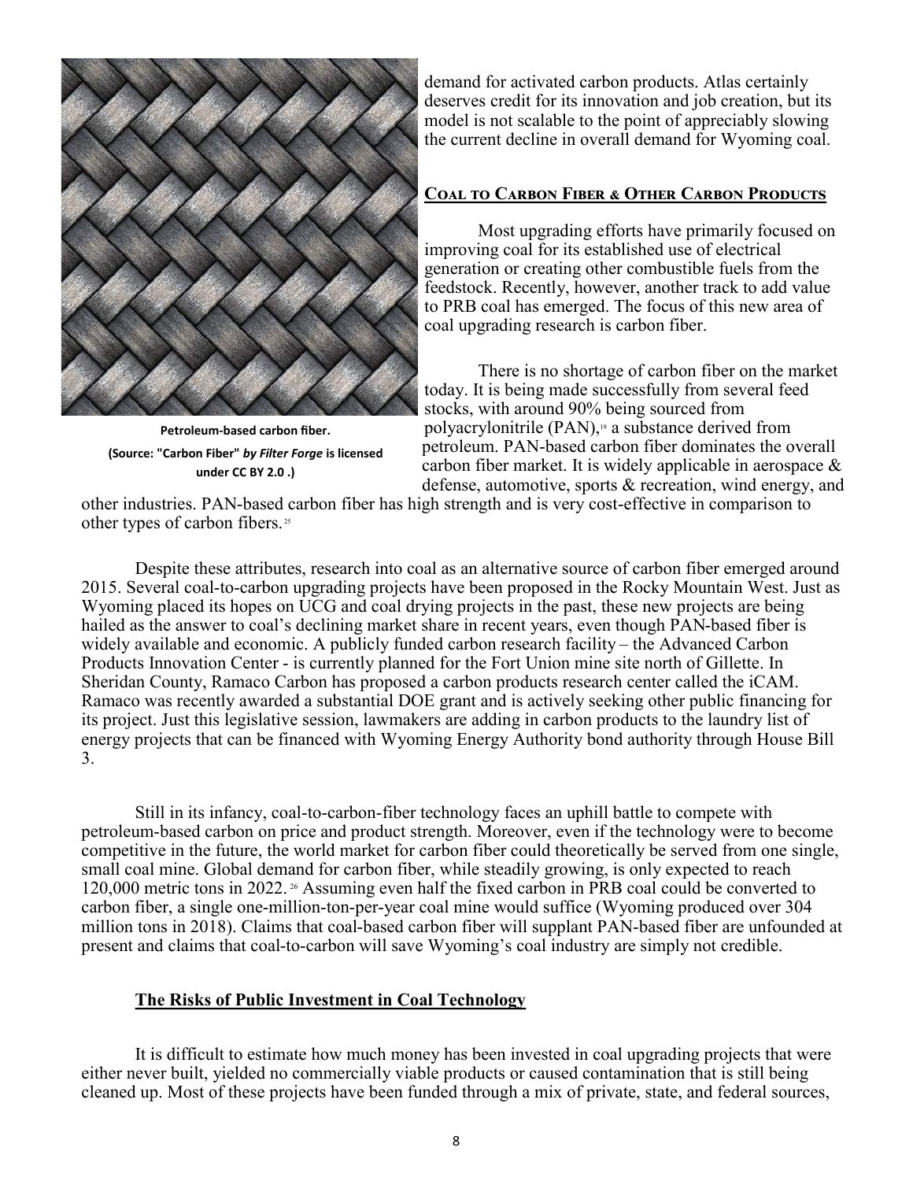demand for activated carbon products. Atlas certainly deserves credit for its innovation and job creation, but its model is not scalable to the point of appreciably slowing the current decline in overall demand for Wyoming coal.

**Petroleum-based carbon fiber.**
**(Source: "Carbon Fiber" *by Filter Forge* is licensed under CC BY 2.0 .)**

## Coal to Carbon Fiber & Other Carbon Products

Most upgrading efforts have primarily focused on improving coal for its established use of electrical generation or creating other combustible fuels from the feedstock. Recently, however, another track to add value to PRB coal has emerged. The focus of this new area of coal upgrading research is carbon fiber.

There is no shortage of carbon fiber on the market today. It is being made successfully from several feed stocks, with around 90% being sourced from polyacrylonitrile (PAN),[19] a substance derived from petroleum. PAN-based carbon fiber dominates the overall carbon fiber market. It is widely applicable in aerospace & defense, automotive, sports & recreation, wind energy, and other industries. PAN-based carbon fiber has high strength and is very cost-effective in comparison to other types of carbon fibers.[25]

Despite these attributes, research into coal as an alternative source of carbon fiber emerged around 2015. Several coal-to-carbon upgrading projects have been proposed in the Rocky Mountain West. Just as Wyoming placed its hopes on UCG and coal drying projects in the past, these new projects are being hailed as the answer to coal's declining market share in recent years, even though PAN-based fiber is widely available and economic. A publicly funded carbon research facility – the Advanced Carbon Products Innovation Center - is currently planned for the Fort Union mine site north of Gillette. In Sheridan County, Ramaco Carbon has proposed a carbon products research center called the iCAM. Ramaco was recently awarded a substantial DOE grant and is actively seeking other public financing for its project. Just this legislative session, lawmakers are adding in carbon products to the laundry list of energy projects that can be financed with Wyoming Energy Authority bond authority through House Bill 3.

Still in its infancy, coal-to-carbon-fiber technology faces an uphill battle to compete with petroleum-based carbon on price and product strength. Moreover, even if the technology were to become competitive in the future, the world market for carbon fiber could theoretically be served from one single, small coal mine. Global demand for carbon fiber, while steadily growing, is only expected to reach 120,000 metric tons in 2022.[26] Assuming even half the fixed carbon in PRB coal could be converted to carbon fiber, a single one-million-ton-per-year coal mine would suffice (Wyoming produced over 304 million tons in 2018). Claims that coal-based carbon fiber will supplant PAN-based fiber are unfounded at present and claims that coal-to-carbon will save Wyoming's coal industry are simply not credible.

## The Risks of Public Investment in Coal Technology

It is difficult to estimate how much money has been invested in coal upgrading projects that were either never built, yielded no commercially viable products or caused contamination that is still being cleaned up. Most of these projects have been funded through a mix of private, state, and federal sources,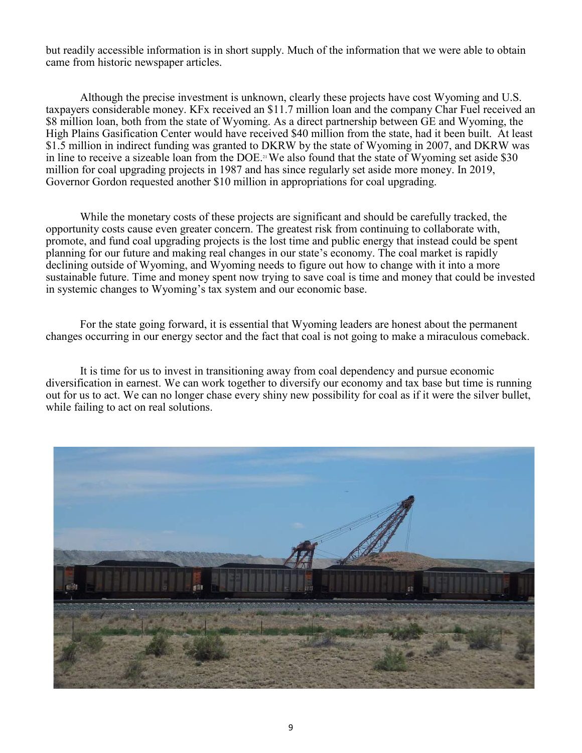but readily accessible information is in short supply. Much of the information that we were able to obtain came from historic newspaper articles.

Although the precise investment is unknown, clearly these projects have cost Wyoming and U.S. taxpayers considerable money. KFx received an $11.7 million loan and the company Char Fuel received an $8 million loan, both from the state of Wyoming. As a direct partnership between GE and Wyoming, the High Plains Gasification Center would have received $40 million from the state, had it been built. At least $1.5 million in indirect funding was granted to DKRW by the state of Wyoming in 2007, and DKRW was in line to receive a sizeable loan from the DOE.[21] We also found that the state of Wyoming set aside $30 million for coal upgrading projects in 1987 and has since regularly set aside more money. In 2019, Governor Gordon requested another $10 million in appropriations for coal upgrading.

While the monetary costs of these projects are significant and should be carefully tracked, the opportunity costs cause even greater concern. The greatest risk from continuing to collaborate with, promote, and fund coal upgrading projects is the lost time and public energy that instead could be spent planning for our future and making real changes in our state's economy. The coal market is rapidly declining outside of Wyoming, and Wyoming needs to figure out how to change with it into a more sustainable future. Time and money spent now trying to save coal is time and money that could be invested in systemic changes to Wyoming's tax system and our economic base.

For the state going forward, it is essential that Wyoming leaders are honest about the permanent changes occurring in our energy sector and the fact that coal is not going to make a miraculous comeback.

It is time for us to invest in transitioning away from coal dependency and pursue economic diversification in earnest. We can work together to diversify our economy and tax base but time is running out for us to act. We can no longer chase every shiny new possibility for coal as if it were the silver bullet, while failing to act on real solutions.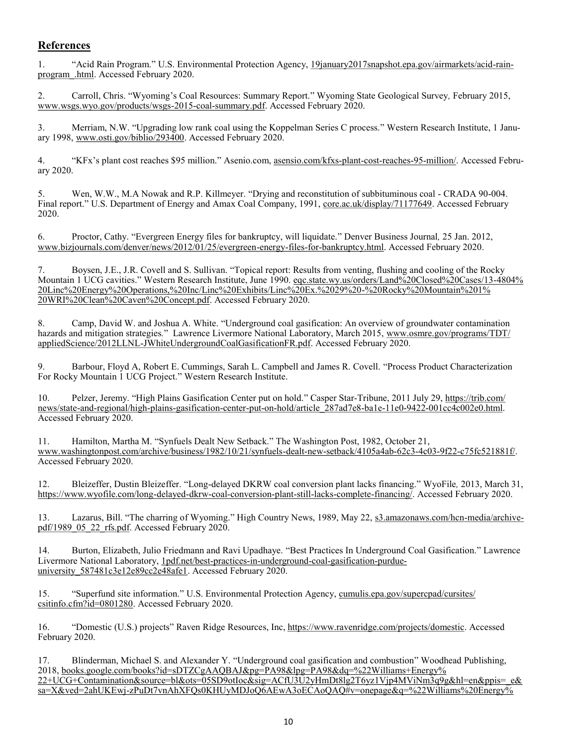## References

1. "Acid Rain Program." U.S. Environmental Protection Agency, 19january2017snapshot.epa.gov/airmarkets/acid-rain-program_.html. Accessed February 2020.

2. Carroll, Chris. "Wyoming's Coal Resources: Summary Report." Wyoming State Geological Survey, February 2015, www.wsgs.wyo.gov/products/wsgs-2015-coal-summary.pdf. Accessed February 2020.

3. Merriam, N.W. "Upgrading low rank coal using the Koppelman Series C process." Western Research Institute, 1 January 1998, www.osti.gov/biblio/293400. Accessed February 2020.

4. "KFx's plant cost reaches $95 million." Asenio.com, asensio.com/kfxs-plant-cost-reaches-95-million/. Accessed February 2020.

5. Wen, W.W., M.A Nowak and R.P. Killmeyer. "Drying and reconstitution of subbituminous coal - CRADA 90-004. Final report." U.S. Department of Energy and Amax Coal Company, 1991, core.ac.uk/display/71177649. Accessed February 2020.

6. Proctor, Cathy. "Evergreen Energy files for bankruptcy, will liquidate." Denver Business Journal, 25 Jan. 2012, www.bizjournals.com/denver/news/2012/01/25/evergreen-energy-files-for-bankruptcy.html. Accessed February 2020.

7. Boysen, J.E., J.R. Covell and S. Sullivan. "Topical report: Results from venting, flushing and cooling of the Rocky Mountain 1 UCG cavities." Western Research Institute, June 1990. eqc.state.wy.us/orders/Land%20Closed%20Cases/13-4804%20Linc%20Energy%20Operations,%20Inc/Linc%20Exhibits/Linc%20Ex.%2029%20-%20Rocky%20Mountain%201%20WRI%20Clean%20Caven%20Concept.pdf. Accessed February 2020.

8. Camp, David W. and Joshua A. White. "Underground coal gasification: An overview of groundwater contamination hazards and mitigation strategies." Lawrence Livermore National Laboratory, March 2015, www.osmre.gov/programs/TDT/appliedScience/2012LLNL-JWhiteUndergroundCoalGasificationFR.pdf. Accessed February 2020.

9. Barbour, Floyd A, Robert E. Cummings, Sarah L. Campbell and James R. Covell. "Process Product Characterization For Rocky Mountain 1 UCG Project." Western Research Institute.

10. Pelzer, Jeremy. "High Plains Gasification Center put on hold." Casper Star-Tribune, 2011 July 29, https://trib.com/news/state-and-regional/high-plains-gasification-center-put-on-hold/article_287ad7e8-ba1e-11e0-9422-001cc4c002e0.html. Accessed February 2020.

11. Hamilton, Martha M. "Synfuels Dealt New Setback." The Washington Post, 1982, October 21, www.washingtonpost.com/archive/business/1982/10/21/synfuels-dealt-new-setback/4105a4ab-62c3-4c03-9f22-c75fc521881f/. Accessed February 2020.

12. Bleizeffer, Dustin Bleizeffer. "Long-delayed DKRW coal conversion plant lacks financing." WyoFile, 2013, March 31, https://www.wyofile.com/long-delayed-dkrw-coal-conversion-plant-still-lacks-complete-financing/. Accessed February 2020.

13. Lazarus, Bill. "The charring of Wyoming." High Country News, 1989, May 22, s3.amazonaws.com/hcn-media/archive-pdf/1989_05_22_rfs.pdf. Accessed February 2020.

14. Burton, Elizabeth, Julio Friedmann and Ravi Upadhaye. "Best Practices In Underground Coal Gasification." Lawrence Livermore National Laboratory, 1pdf.net/best-practices-in-underground-coal-gasification-purdue-university_587481c3e12e89cc2e48afe1. Accessed February 2020.

15. "Superfund site information." U.S. Environmental Protection Agency, cumulis.epa.gov/supercpad/cursites/csitinfo.cfm?id=0801280. Accessed February 2020.

16. "Domestic (U.S.) projects" Raven Ridge Resources, Inc, https://www.ravenridge.com/projects/domestic. Accessed February 2020.

17. Blinderman, Michael S. and Alexander Y. "Underground coal gasification and combustion" Woodhead Publishing, 2018, books.google.com/books?id=sDTZCgAAQBAJ&pg=PA98&lpg=PA98&dq=%22Williams+Energy%22+UCG+Contamination&source=bl&ots=05SD9otIoc&sig=ACfU3U2yHmDt8lg2T6yz1Vjp4MViNm3q9g&hl=en&ppis=_e&sa=X&ved=2ahUKEwj-zPuDt7vnAhXFQs0KHUyMDJoQ6AEwA3oECAoQAQ#v=onepage&q=%22Williams%20Energy%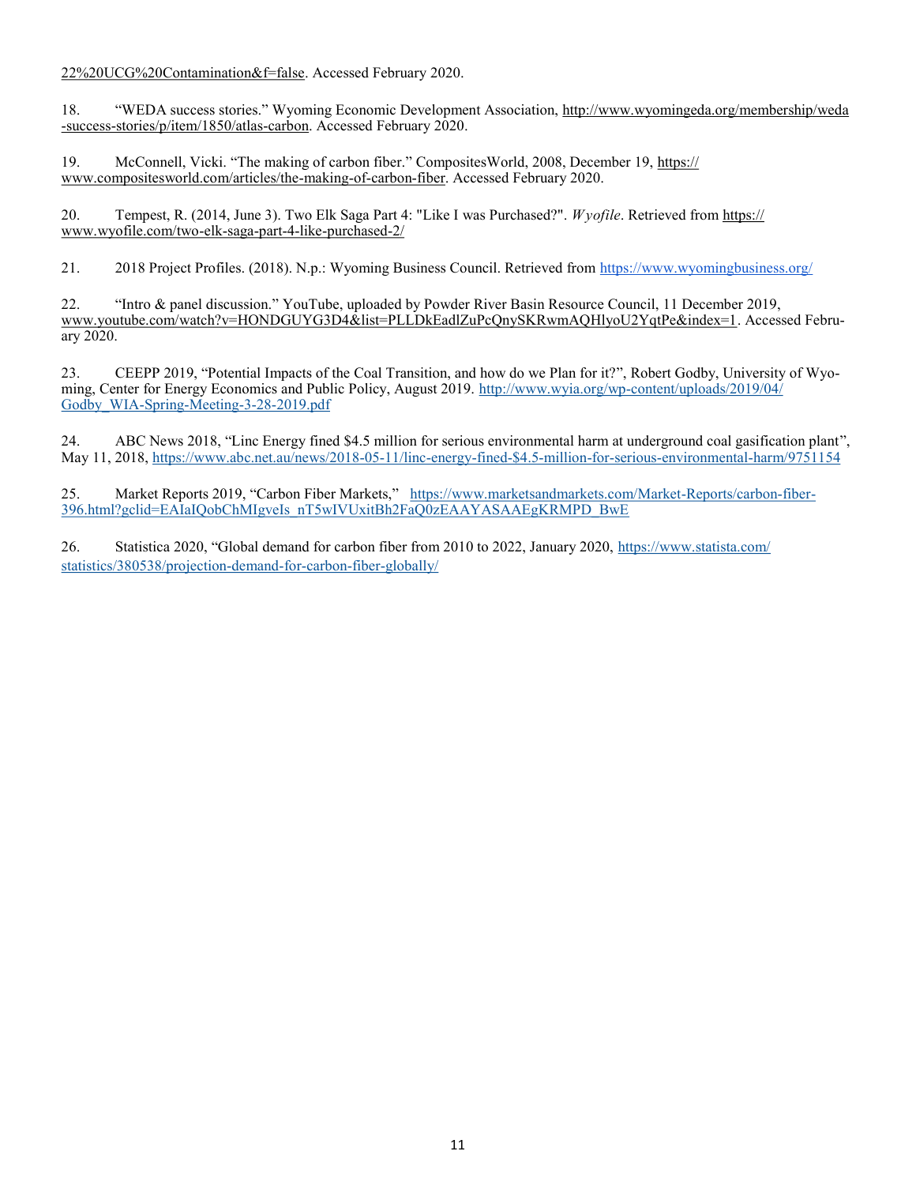22%20UCG%20Contamination&f=false. Accessed February 2020.

18. “WEDA success stories.” Wyoming Economic Development Association, http://www.wyomingeda.org/membership/weda-success-stories/p/item/1850/atlas-carbon. Accessed February 2020.

19. McConnell, Vicki. “The making of carbon fiber.” CompositesWorld, 2008, December 19, https://www.compositesworld.com/articles/the-making-of-carbon-fiber. Accessed February 2020.

20. Tempest, R. (2014, June 3). Two Elk Saga Part 4: "Like I was Purchased?". *Wyofile*. Retrieved from https://www.wyofile.com/two-elk-saga-part-4-like-purchased-2/

21. 2018 Project Profiles. (2018). N.p.: Wyoming Business Council. Retrieved from https://www.wyomingbusiness.org/

22. “Intro & panel discussion.” YouTube, uploaded by Powder River Basin Resource Council, 11 December 2019, www.youtube.com/watch?v=HONDGUYG3D4&list=PLLDkEadlZuPcQnySKRwmAQHlyoU2YqtPe&index=1. Accessed February 2020.

23. CEEPP 2019, “Potential Impacts of the Coal Transition, and how do we Plan for it?”, Robert Godby, University of Wyoming, Center for Energy Economics and Public Policy, August 2019. http://www.wyia.org/wp-content/uploads/2019/04/Godby_WIA-Spring-Meeting-3-28-2019.pdf

24. ABC News 2018, “Linc Energy fined $4.5 million for serious environmental harm at underground coal gasification plant”, May 11, 2018, https://www.abc.net.au/news/2018-05-11/linc-energy-fined-$4.5-million-for-serious-environmental-harm/9751154

25. Market Reports 2019, “Carbon Fiber Markets,” https://www.marketsandmarkets.com/Market-Reports/carbon-fiber-396.html?gclid=EAIaIQobChMIgveIs_nT5wIVUxitBh2FaQ0zEAAYASAAEgKRMPD_BwE

26. Statistica 2020, “Global demand for carbon fiber from 2010 to 2022, January 2020, https://www.statista.com/statistics/380538/projection-demand-for-carbon-fiber-globally/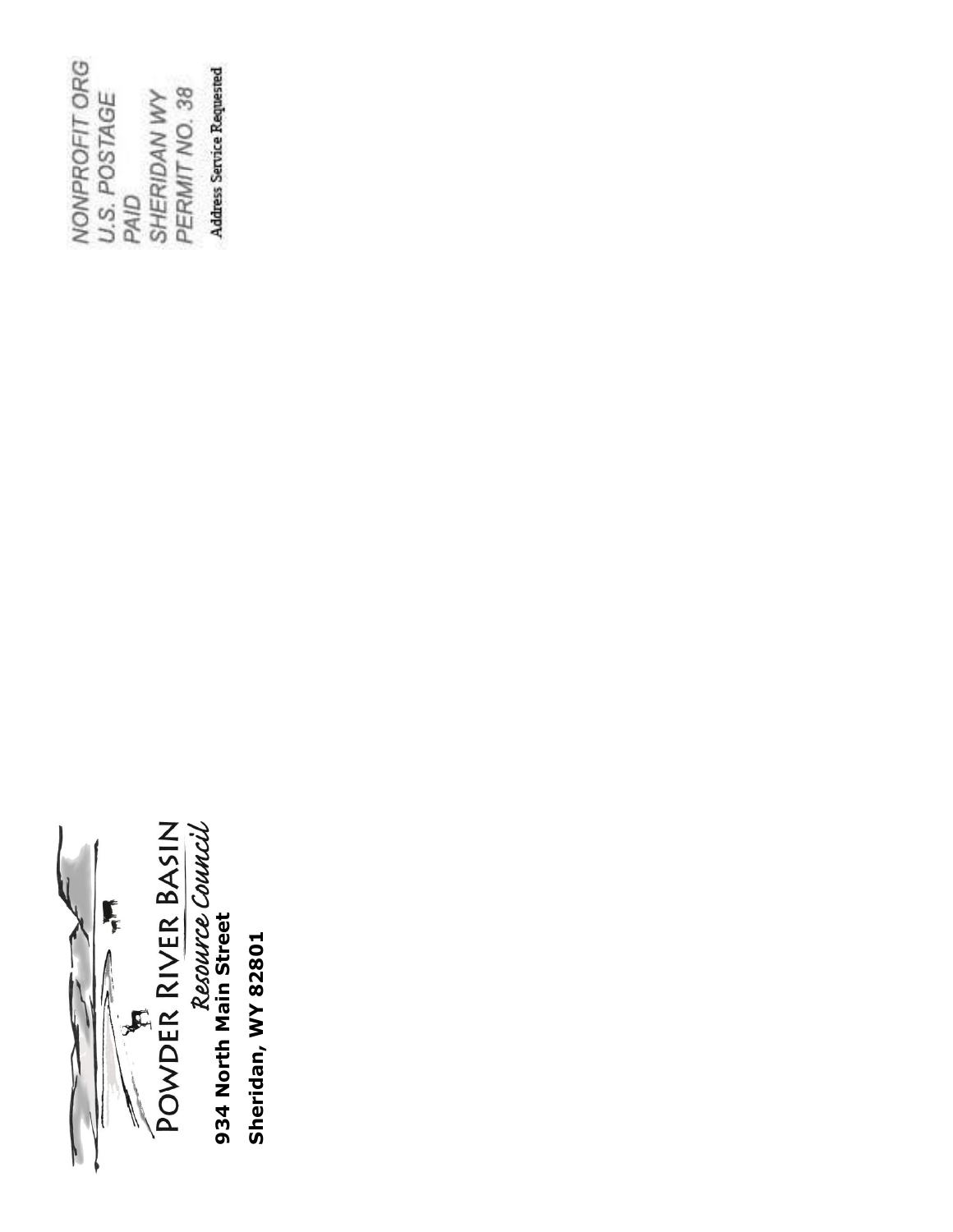POWDER RIVER BASIN

Resource Council

**934 North Main Street**

**Sheridan, WY 82801**

NONPROFIT ORG
U.S. POSTAGE
PAID
SHERIDAN WY
PERMIT NO. 38

Address Service Requested